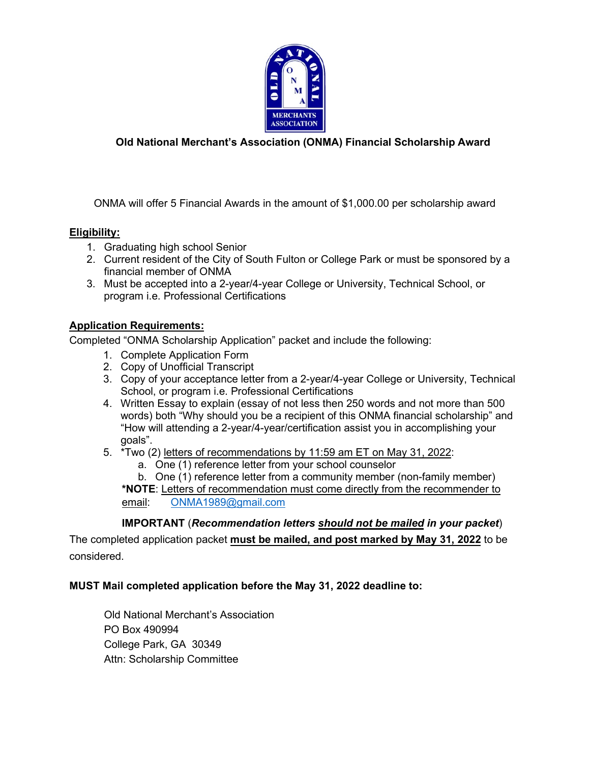**Old National Merchant's Association (ONMA) Financial Scholarship Award**

ONMA will offer 5 Financial Awards in the amount of $1,000.00 per scholarship award

**Eligibility:**

1. Graduating high school Senior
2. Current resident of the City of South Fulton or College Park or must be sponsored by a financial member of ONMA
3. Must be accepted into a 2-year/4-year College or University, Technical School, or program i.e. Professional Certifications

**Application Requirements:**

Completed "ONMA Scholarship Application" packet and include the following:

1. Complete Application Form
2. Copy of Unofficial Transcript
3. Copy of your acceptance letter from a 2-year/4-year College or University, Technical School, or program i.e. Professional Certifications
4. Written Essay to explain (essay of not less then 250 words and not more than 500 words) both "Why should you be a recipient of this ONMA financial scholarship" and "How will attending a 2-year/4-year/certification assist you in accomplishing your goals".
5. *Two (2) letters of recommendations by 11:59 am ET on May 31, 2022:
   a. One (1) reference letter from your school counselor
   b. One (1) reference letter from a community member (non-family member)

   ***NOTE**: Letters of recommendation must come directly from the recommender to email: ONMA1989@gmail.com

**IMPORTANT** (***Recommendation letters should not be mailed in your packet***)

The completed application packet **must be mailed, and post marked by May 31, 2022** to be considered.

**MUST Mail completed application before the May 31, 2022 deadline to:**

Old National Merchant's Association
PO Box 490994
College Park, GA 30349
Attn: Scholarship Committee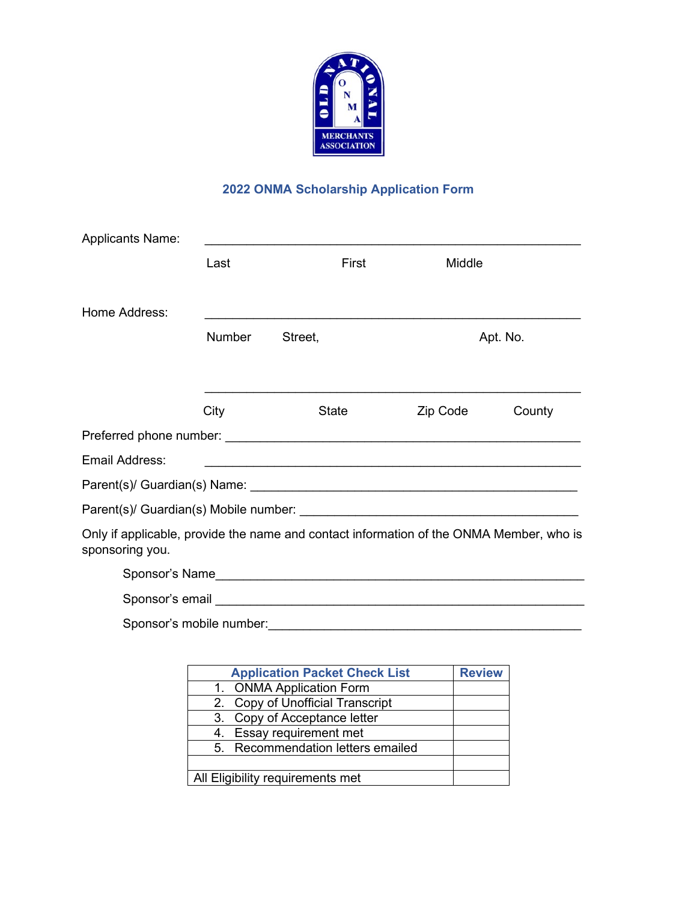## 2022 ONMA Scholarship Application Form

Applicants Name: ____________________________________________________

Last First Middle

Home Address: ____________________________________________________

Number Street, Apt. No.

____________________________________________________

City State Zip Code County

Preferred phone number: ____________________________________________________

Email Address: ____________________________________________________

Parent(s)/ Guardian(s) Name: ____________________________________________________

Parent(s)/ Guardian(s) Mobile number: ____________________________________________________

Only if applicable, provide the name and contact information of the ONMA Member, who is sponsoring you.

Sponsor's Name____________________________________________________

Sponsor's email ____________________________________________________

Sponsor's mobile number:____________________________________________________

| Application Packet Check List | Review |
|---|---|
| 1. ONMA Application Form | |
| 2. Copy of Unofficial Transcript | |
| 3. Copy of Acceptance letter | |
| 4. Essay requirement met | |
| 5. Recommendation letters emailed | |
| | |
| All Eligibility requirements met | |